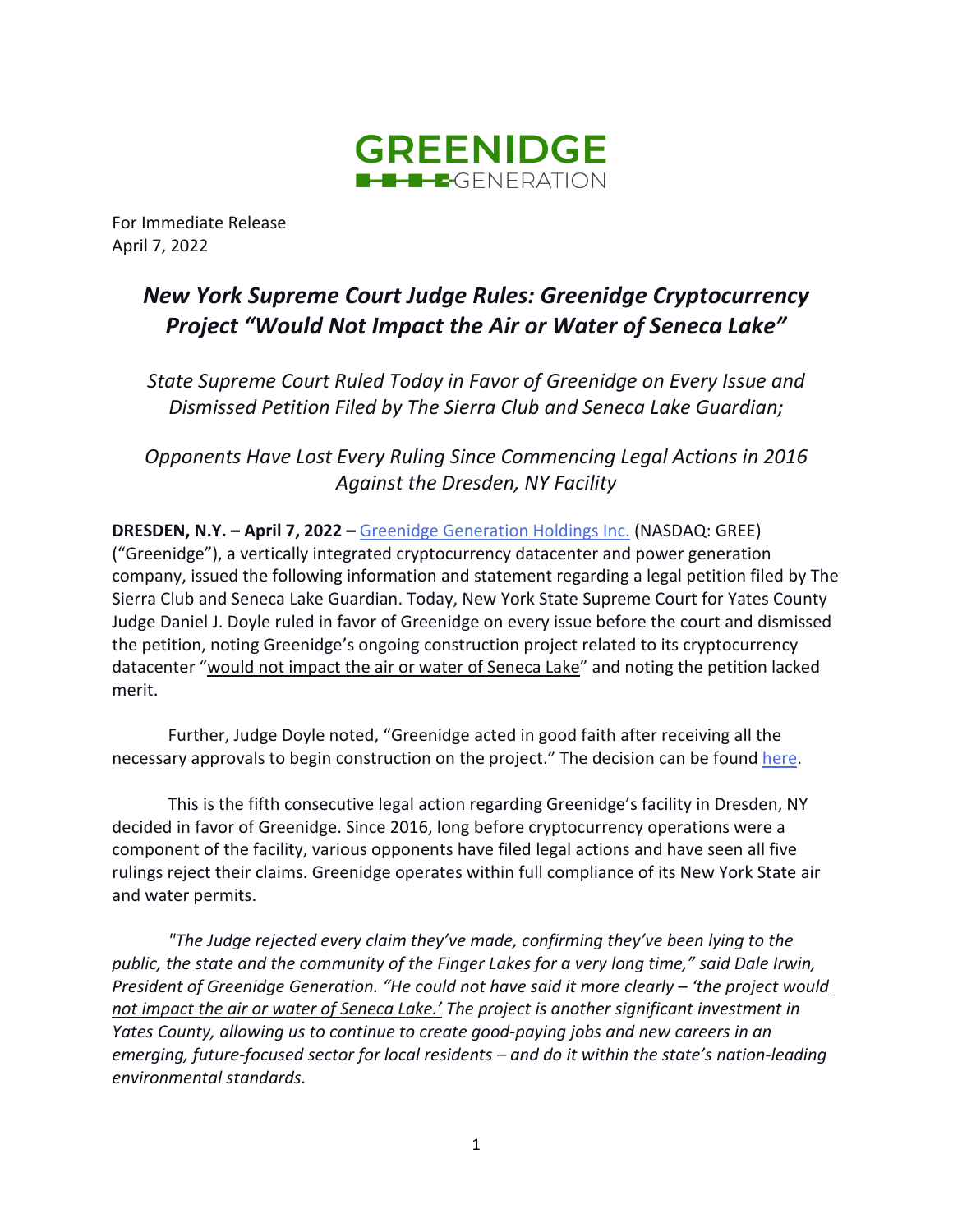GREENIDGE
GENERATION

For Immediate Release
April 7, 2022

# *New York Supreme Court Judge Rules: Greenidge Cryptocurrency Project "Would Not Impact the Air or Water of Seneca Lake"*

*State Supreme Court Ruled Today in Favor of Greenidge on Every Issue and Dismissed Petition Filed by The Sierra Club and Seneca Lake Guardian;*

*Opponents Have Lost Every Ruling Since Commencing Legal Actions in 2016 Against the Dresden, NY Facility*

**DRESDEN, N.Y. – April 7, 2022 –** Greenidge Generation Holdings Inc. (NASDAQ: GREE) ("Greenidge"), a vertically integrated cryptocurrency datacenter and power generation company, issued the following information and statement regarding a legal petition filed by The Sierra Club and Seneca Lake Guardian. Today, New York State Supreme Court for Yates County Judge Daniel J. Doyle ruled in favor of Greenidge on every issue before the court and dismissed the petition, noting Greenidge's ongoing construction project related to its cryptocurrency datacenter "would not impact the air or water of Seneca Lake" and noting the petition lacked merit.

Further, Judge Doyle noted, "Greenidge acted in good faith after receiving all the necessary approvals to begin construction on the project." The decision can be found here.

This is the fifth consecutive legal action regarding Greenidge's facility in Dresden, NY decided in favor of Greenidge. Since 2016, long before cryptocurrency operations were a component of the facility, various opponents have filed legal actions and have seen all five rulings reject their claims. Greenidge operates within full compliance of its New York State air and water permits.

*"The Judge rejected every claim they've made, confirming they've been lying to the public, the state and the community of the Finger Lakes for a very long time," said Dale Irwin, President of Greenidge Generation. "He could not have said it more clearly – 'the project would not impact the air or water of Seneca Lake.' The project is another significant investment in Yates County, allowing us to continue to create good-paying jobs and new careers in an emerging, future-focused sector for local residents – and do it within the state's nation-leading environmental standards.*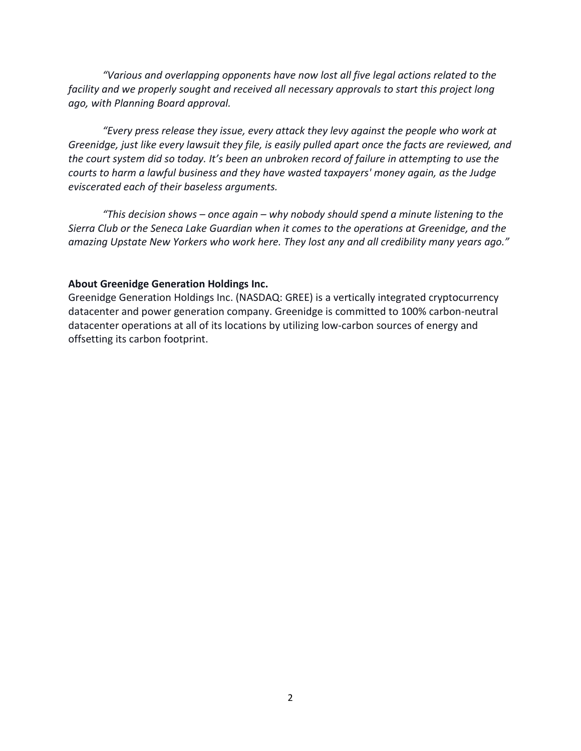*"Various and overlapping opponents have now lost all five legal actions related to the facility and we properly sought and received all necessary approvals to start this project long ago, with Planning Board approval.*

*"Every press release they issue, every attack they levy against the people who work at Greenidge, just like every lawsuit they file, is easily pulled apart once the facts are reviewed, and the court system did so today. It's been an unbroken record of failure in attempting to use the courts to harm a lawful business and they have wasted taxpayers' money again, as the Judge eviscerated each of their baseless arguments.*

*"This decision shows – once again – why nobody should spend a minute listening to the Sierra Club or the Seneca Lake Guardian when it comes to the operations at Greenidge, and the amazing Upstate New Yorkers who work here. They lost any and all credibility many years ago."*

**About Greenidge Generation Holdings Inc.**

Greenidge Generation Holdings Inc. (NASDAQ: GREE) is a vertically integrated cryptocurrency datacenter and power generation company. Greenidge is committed to 100% carbon-neutral datacenter operations at all of its locations by utilizing low-carbon sources of energy and offsetting its carbon footprint.